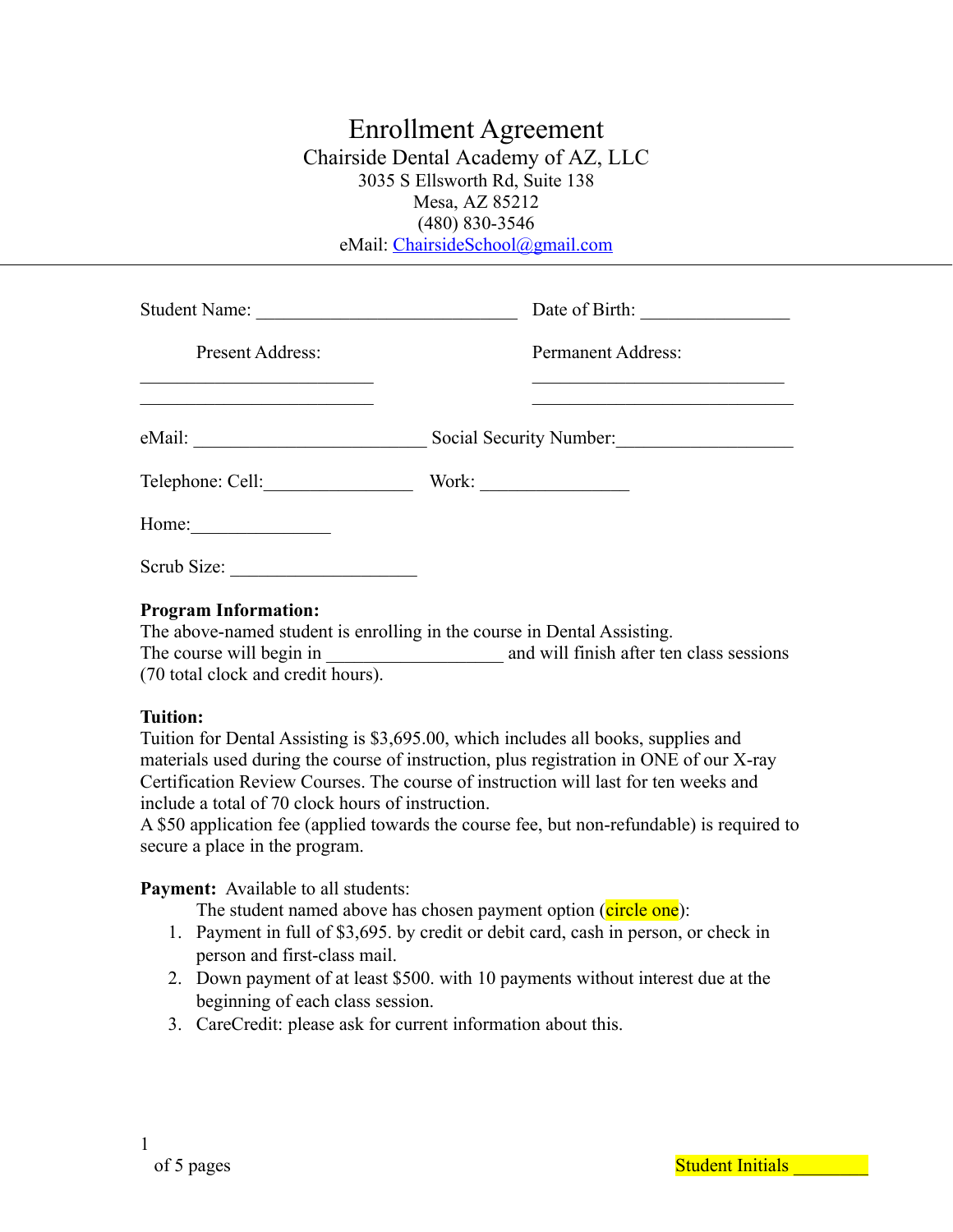# Enrollment Agreement

## Chairside Dental Academy of AZ, LLC

3035 S Ellsworth Rd, Suite 138
Mesa, AZ 85212
(480) 830-3546
eMail: ChairsideSchool@gmail.com

---

Student Name: ____________________________ Date of Birth: ________________

Present Address: Permanent Address:

_________________________ ___________________________

_________________________ ____________________________

eMail: _________________________ Social Security Number:___________________

Telephone: Cell:________________ Work: ________________

Home:_______________

Scrub Size: ____________________

**Program Information:**
The above-named student is enrolling in the course in Dental Assisting.
The course will begin in ___________________ and will finish after ten class sessions (70 total clock and credit hours).

**Tuition:**
Tuition for Dental Assisting is $3,695.00, which includes all books, supplies and materials used during the course of instruction, plus registration in ONE of our X-ray Certification Review Courses. The course of instruction will last for ten weeks and include a total of 70 clock hours of instruction.
A $50 application fee (applied towards the course fee, but non-refundable) is required to secure a place in the program.

**Payment:** Available to all students:

The student named above has chosen payment option (circle one):

1. Payment in full of $3,695. by credit or debit card, cash in person, or check in person and first-class mail.
2. Down payment of at least $500. with 10 payments without interest due at the beginning of each class session.
3. CareCredit: please ask for current information about this.

Student Initials ________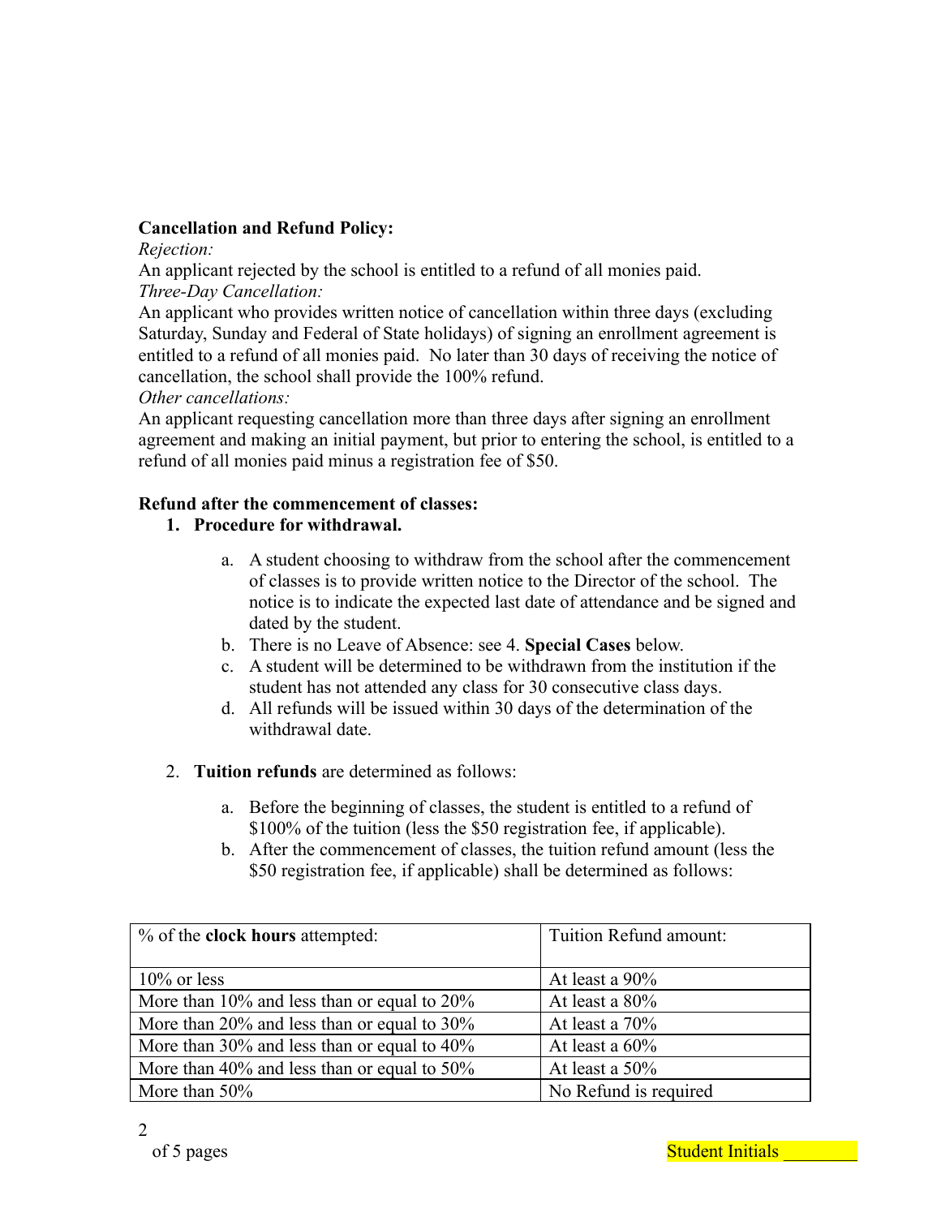**Cancellation and Refund Policy:**

*Rejection:*

An applicant rejected by the school is entitled to a refund of all monies paid.

*Three-Day Cancellation:*

An applicant who provides written notice of cancellation within three days (excluding Saturday, Sunday and Federal of State holidays) of signing an enrollment agreement is entitled to a refund of all monies paid. No later than 30 days of receiving the notice of cancellation, the school shall provide the 100% refund.

*Other cancellations:*

An applicant requesting cancellation more than three days after signing an enrollment agreement and making an initial payment, but prior to entering the school, is entitled to a refund of all monies paid minus a registration fee of $50.

**Refund after the commencement of classes:**

1. **Procedure for withdrawal.**

    a. A student choosing to withdraw from the school after the commencement of classes is to provide written notice to the Director of the school. The notice is to indicate the expected last date of attendance and be signed and dated by the student.

    b. There is no Leave of Absence: see 4. **Special Cases** below.

    c. A student will be determined to be withdrawn from the institution if the student has not attended any class for 30 consecutive class days.

    d. All refunds will be issued within 30 days of the determination of the withdrawal date.

2. **Tuition refunds** are determined as follows:

    a. Before the beginning of classes, the student is entitled to a refund of $100% of the tuition (less the $50 registration fee, if applicable).

    b. After the commencement of classes, the tuition refund amount (less the $50 registration fee, if applicable) shall be determined as follows:

| % of the **clock hours** attempted: | Tuition Refund amount: |
|---|---|
| 10% or less | At least a 90% |
| More than 10% and less than or equal to 20% | At least a 80% |
| More than 20% and less than or equal to 30% | At least a 70% |
| More than 30% and less than or equal to 40% | At least a 60% |
| More than 40% and less than or equal to 50% | At least a 50% |
| More than 50% | No Refund is required |

Student Initials ________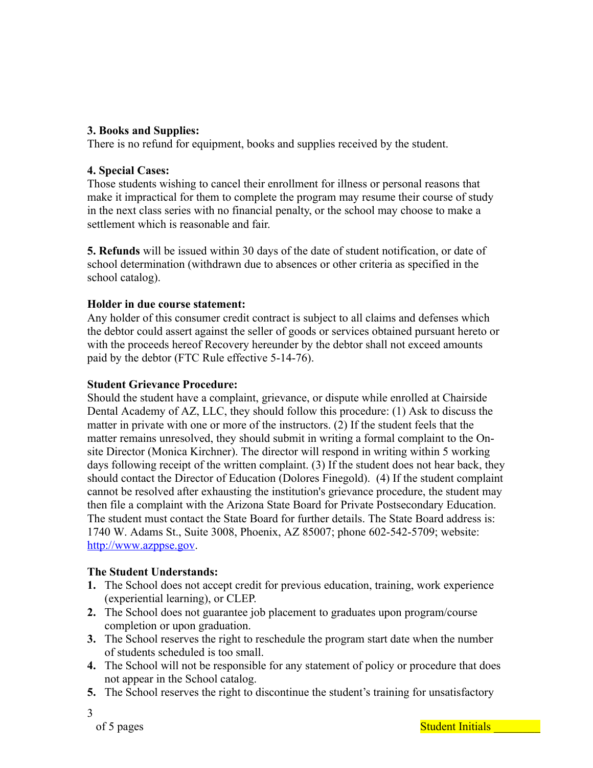**3. Books and Supplies:**
There is no refund for equipment, books and supplies received by the student.

**4. Special Cases:**
Those students wishing to cancel their enrollment for illness or personal reasons that make it impractical for them to complete the program may resume their course of study in the next class series with no financial penalty, or the school may choose to make a settlement which is reasonable and fair.

**5. Refunds** will be issued within 30 days of the date of student notification, or date of school determination (withdrawn due to absences or other criteria as specified in the school catalog).

**Holder in due course statement:**
Any holder of this consumer credit contract is subject to all claims and defenses which the debtor could assert against the seller of goods or services obtained pursuant hereto or with the proceeds hereof Recovery hereunder by the debtor shall not exceed amounts paid by the debtor (FTC Rule effective 5-14-76).

**Student Grievance Procedure:**
Should the student have a complaint, grievance, or dispute while enrolled at Chairside Dental Academy of AZ, LLC, they should follow this procedure: (1) Ask to discuss the matter in private with one or more of the instructors. (2) If the student feels that the matter remains unresolved, they should submit in writing a formal complaint to the On-site Director (Monica Kirchner). The director will respond in writing within 5 working days following receipt of the written complaint. (3) If the student does not hear back, they should contact the Director of Education (Dolores Finegold). (4) If the student complaint cannot be resolved after exhausting the institution's grievance procedure, the student may then file a complaint with the Arizona State Board for Private Postsecondary Education. The student must contact the State Board for further details. The State Board address is: 1740 W. Adams St., Suite 3008, Phoenix, AZ 85007; phone 602-542-5709; website: http://www.azppse.gov.

**The Student Understands:**

1. The School does not accept credit for previous education, training, work experience (experiential learning), or CLEP.
2. The School does not guarantee job placement to graduates upon program/course completion or upon graduation.
3. The School reserves the right to reschedule the program start date when the number of students scheduled is too small.
4. The School will not be responsible for any statement of policy or procedure that does not appear in the School catalog.
5. The School reserves the right to discontinue the student's training for unsatisfactory

Student Initials ________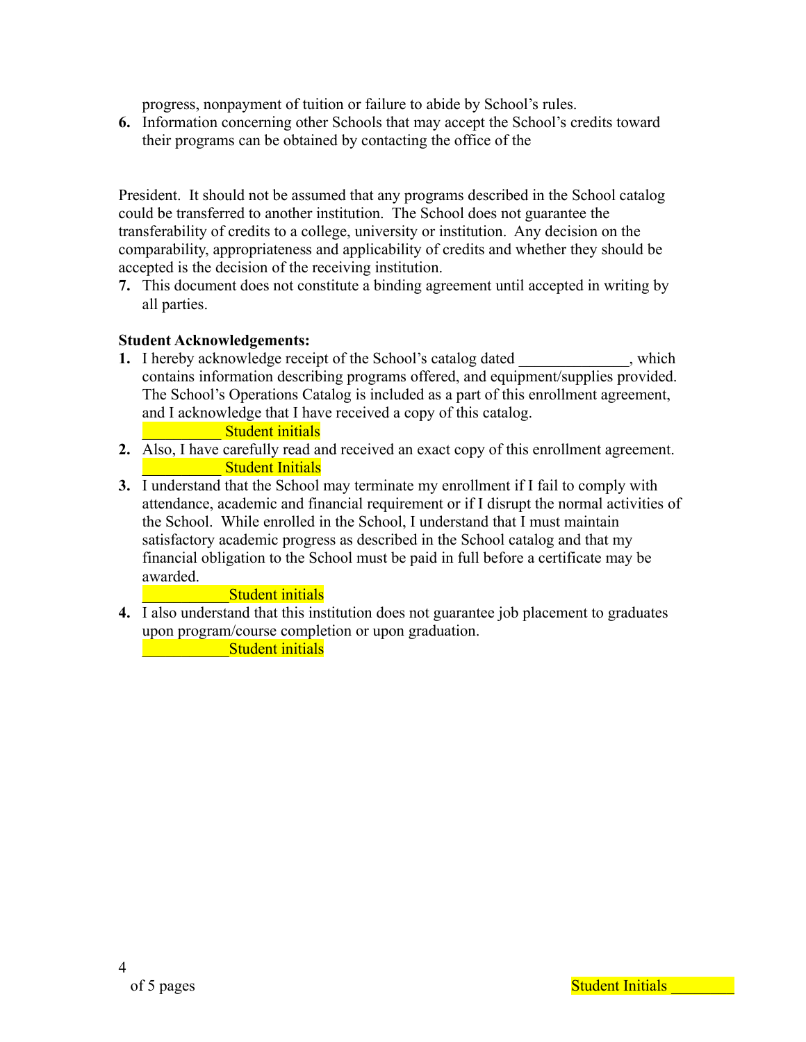progress, nonpayment of tuition or failure to abide by School's rules.

6. Information concerning other Schools that may accept the School's credits toward their programs can be obtained by contacting the office of the

President. It should not be assumed that any programs described in the School catalog could be transferred to another institution. The School does not guarantee the transferability of credits to a college, university or institution. Any decision on the comparability, appropriateness and applicability of credits and whether they should be accepted is the decision of the receiving institution.

7. This document does not constitute a binding agreement until accepted in writing by all parties.

**Student Acknowledgements:**

1. I hereby acknowledge receipt of the School's catalog dated ______________, which contains information describing programs offered, and equipment/supplies provided. The School's Operations Catalog is included as a part of this enrollment agreement, and I acknowledge that I have received a copy of this catalog.
   __________ Student initials
2. Also, I have carefully read and received an exact copy of this enrollment agreement.
   __________ Student Initials
3. I understand that the School may terminate my enrollment if I fail to comply with attendance, academic and financial requirement or if I disrupt the normal activities of the School. While enrolled in the School, I understand that I must maintain satisfactory academic progress as described in the School catalog and that my financial obligation to the School must be paid in full before a certificate may be awarded.
   ___________Student initials
4. I also understand that this institution does not guarantee job placement to graduates upon program/course completion or upon graduation.
   ___________Student initials

Student Initials ________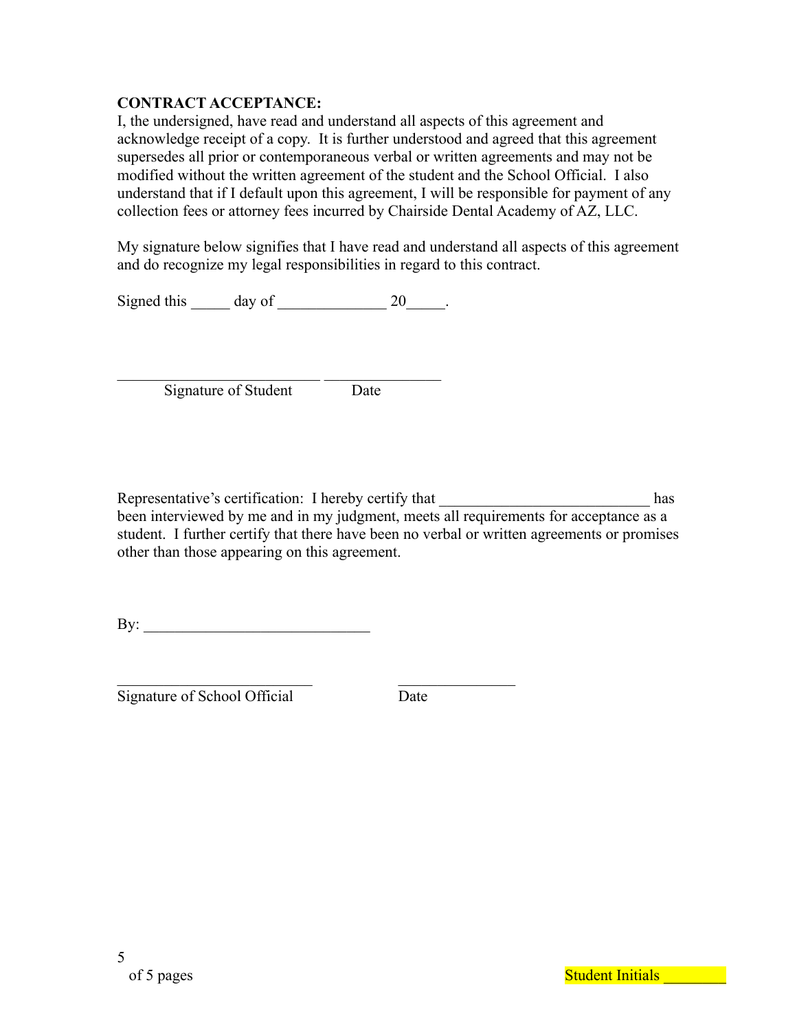**CONTRACT ACCEPTANCE:**
I, the undersigned, have read and understand all aspects of this agreement and acknowledge receipt of a copy. It is further understood and agreed that this agreement supersedes all prior or contemporaneous verbal or written agreements and may not be modified without the written agreement of the student and the School Official. I also understand that if I default upon this agreement, I will be responsible for payment of any collection fees or attorney fees incurred by Chairside Dental Academy of AZ, LLC.

My signature below signifies that I have read and understand all aspects of this agreement and do recognize my legal responsibilities in regard to this contract.

Signed this _____ day of ______________ 20_____.

___________________________ _______________
Signature of Student Date

Representative's certification: I hereby certify that ___________________________ has been interviewed by me and in my judgment, meets all requirements for acceptance as a student. I further certify that there have been no verbal or written agreements or promises other than those appearing on this agreement.

By: _____________________________

_________________________ _______________
Signature of School Official Date

Student Initials ________